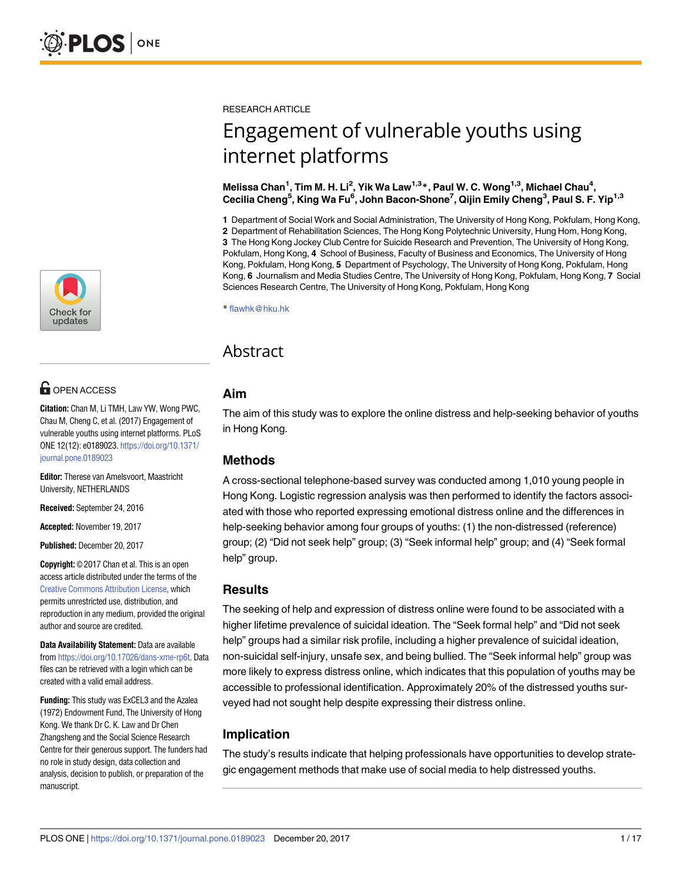RESEARCH ARTICLE

# Engagement of vulnerable youths using internet platforms

**Melissa Chan[1], Tim M. H. Li[2], Yik Wa Law[1,3]*, Paul W. C. Wong[1,3], Michael Chau[4], Cecilia Cheng[5], King Wa Fu[6], John Bacon-Shone[7], Qijin Emily Cheng[3], Paul S. F. Yip[1,3]**

**1** Department of Social Work and Social Administration, The University of Hong Kong, Pokfulam, Hong Kong, **2** Department of Rehabilitation Sciences, The Hong Kong Polytechnic University, Hung Hom, Hong Kong, **3** The Hong Kong Jockey Club Centre for Suicide Research and Prevention, The University of Hong Kong, Pokfulam, Hong Kong, **4** School of Business, Faculty of Business and Economics, The University of Hong Kong, Pokfulam, Hong Kong, **5** Department of Psychology, The University of Hong Kong, Pokfulam, Hong Kong, **6** Journalism and Media Studies Centre, The University of Hong Kong, Pokfulam, Hong Kong, **7** Social Sciences Research Centre, The University of Hong Kong, Pokfulam, Hong Kong

* flawhk@hku.hk

OPEN ACCESS

**Citation:** Chan M, Li TMH, Law YW, Wong PWC, Chau M, Cheng C, et al. (2017) Engagement of vulnerable youths using internet platforms. PLoS ONE 12(12): e0189023. https://doi.org/10.1371/journal.pone.0189023

**Editor:** Therese van Amelsvoort, Maastricht University, NETHERLANDS

**Received:** September 24, 2016

**Accepted:** November 19, 2017

**Published:** December 20, 2017

**Copyright:** © 2017 Chan et al. This is an open access article distributed under the terms of the Creative Commons Attribution License, which permits unrestricted use, distribution, and reproduction in any medium, provided the original author and source are credited.

**Data Availability Statement:** Data are available from https://doi.org/10.17026/dans-xme-rp6t. Data files can be retrieved with a login which can be created with a valid email address.

**Funding:** This study was ExCEL3 and the Azalea (1972) Endowment Fund, The University of Hong Kong. We thank Dr C. K. Law and Dr Chen Zhangsheng and the Social Science Research Centre for their generous support. The funders had no role in study design, data collection and analysis, decision to publish, or preparation of the manuscript.

## Abstract

### Aim

The aim of this study was to explore the online distress and help-seeking behavior of youths in Hong Kong.

### Methods

A cross-sectional telephone-based survey was conducted among 1,010 young people in Hong Kong. Logistic regression analysis was then performed to identify the factors associated with those who reported expressing emotional distress online and the differences in help-seeking behavior among four groups of youths: (1) the non-distressed (reference) group; (2) "Did not seek help" group; (3) "Seek informal help" group; and (4) "Seek formal help" group.

### Results

The seeking of help and expression of distress online were found to be associated with a higher lifetime prevalence of suicidal ideation. The "Seek formal help" and "Did not seek help" groups had a similar risk profile, including a higher prevalence of suicidal ideation, non-suicidal self-injury, unsafe sex, and being bullied. The "Seek informal help" group was more likely to express distress online, which indicates that this population of youths may be accessible to professional identification. Approximately 20% of the distressed youths surveyed had not sought help despite expressing their distress online.

### Implication

The study's results indicate that helping professionals have opportunities to develop strategic engagement methods that make use of social media to help distressed youths.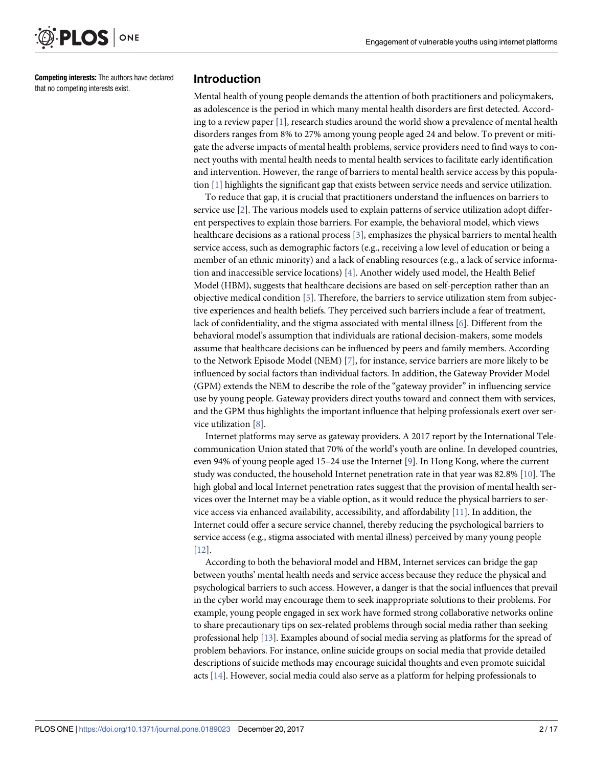**Competing interests:** The authors have declared that no competing interests exist.

## Introduction

Mental health of young people demands the attention of both practitioners and policymakers, as adolescence is the period in which many mental health disorders are first detected. According to a review paper [1], research studies around the world show a prevalence of mental health disorders ranges from 8% to 27% among young people aged 24 and below. To prevent or mitigate the adverse impacts of mental health problems, service providers need to find ways to connect youths with mental health needs to mental health services to facilitate early identification and intervention. However, the range of barriers to mental health service access by this population [1] highlights the significant gap that exists between service needs and service utilization.

To reduce that gap, it is crucial that practitioners understand the influences on barriers to service use [2]. The various models used to explain patterns of service utilization adopt different perspectives to explain those barriers. For example, the behavioral model, which views healthcare decisions as a rational process [3], emphasizes the physical barriers to mental health service access, such as demographic factors (e.g., receiving a low level of education or being a member of an ethnic minority) and a lack of enabling resources (e.g., a lack of service information and inaccessible service locations) [4]. Another widely used model, the Health Belief Model (HBM), suggests that healthcare decisions are based on self-perception rather than an objective medical condition [5]. Therefore, the barriers to service utilization stem from subjective experiences and health beliefs. They perceived such barriers include a fear of treatment, lack of confidentiality, and the stigma associated with mental illness [6]. Different from the behavioral model's assumption that individuals are rational decision-makers, some models assume that healthcare decisions can be influenced by peers and family members. According to the Network Episode Model (NEM) [7], for instance, service barriers are more likely to be influenced by social factors than individual factors. In addition, the Gateway Provider Model (GPM) extends the NEM to describe the role of the "gateway provider" in influencing service use by young people. Gateway providers direct youths toward and connect them with services, and the GPM thus highlights the important influence that helping professionals exert over service utilization [8].

Internet platforms may serve as gateway providers. A 2017 report by the International Telecommunication Union stated that 70% of the world's youth are online. In developed countries, even 94% of young people aged 15–24 use the Internet [9]. In Hong Kong, where the current study was conducted, the household Internet penetration rate in that year was 82.8% [10]. The high global and local Internet penetration rates suggest that the provision of mental health services over the Internet may be a viable option, as it would reduce the physical barriers to service access via enhanced availability, accessibility, and affordability [11]. In addition, the Internet could offer a secure service channel, thereby reducing the psychological barriers to service access (e.g., stigma associated with mental illness) perceived by many young people [12].

According to both the behavioral model and HBM, Internet services can bridge the gap between youths' mental health needs and service access because they reduce the physical and psychological barriers to such access. However, a danger is that the social influences that prevail in the cyber world may encourage them to seek inappropriate solutions to their problems. For example, young people engaged in sex work have formed strong collaborative networks online to share precautionary tips on sex-related problems through social media rather than seeking professional help [13]. Examples abound of social media serving as platforms for the spread of problem behaviors. For instance, online suicide groups on social media that provide detailed descriptions of suicide methods may encourage suicidal thoughts and even promote suicidal acts [14]. However, social media could also serve as a platform for helping professionals to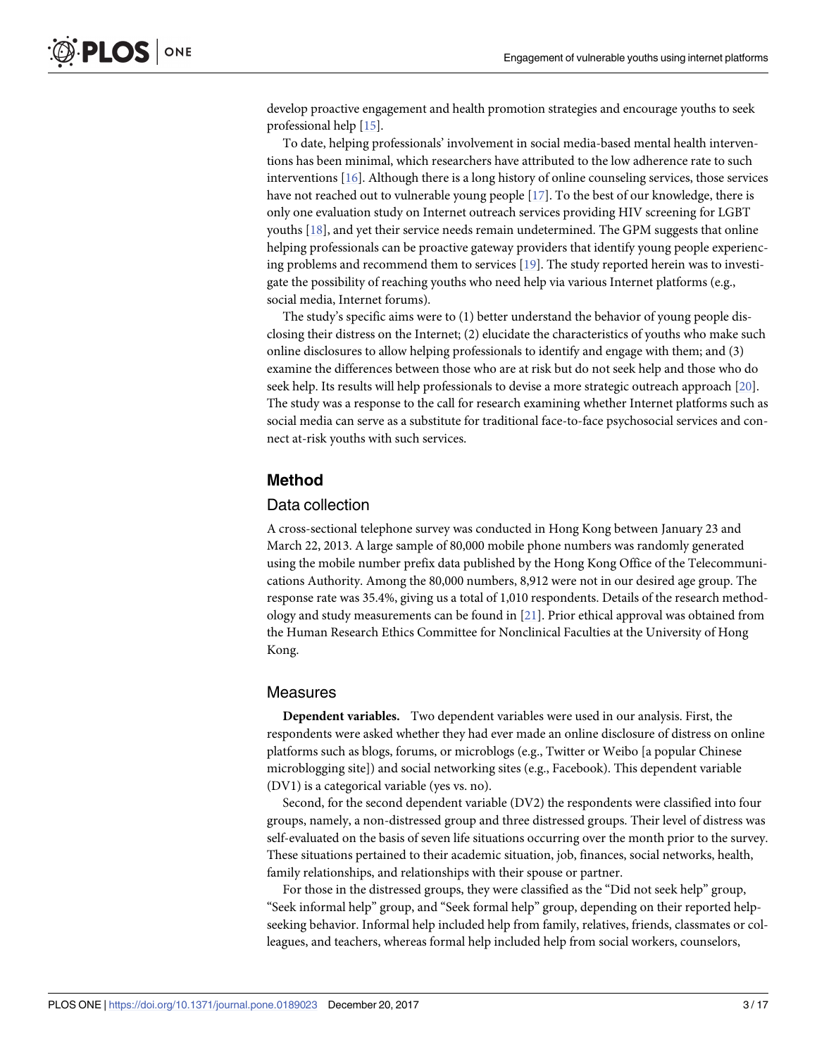develop proactive engagement and health promotion strategies and encourage youths to seek professional help [15].

To date, helping professionals' involvement in social media-based mental health interventions has been minimal, which researchers have attributed to the low adherence rate to such interventions [16]. Although there is a long history of online counseling services, those services have not reached out to vulnerable young people [17]. To the best of our knowledge, there is only one evaluation study on Internet outreach services providing HIV screening for LGBT youths [18], and yet their service needs remain undetermined. The GPM suggests that online helping professionals can be proactive gateway providers that identify young people experiencing problems and recommend them to services [19]. The study reported herein was to investigate the possibility of reaching youths who need help via various Internet platforms (e.g., social media, Internet forums).

The study's specific aims were to (1) better understand the behavior of young people disclosing their distress on the Internet; (2) elucidate the characteristics of youths who make such online disclosures to allow helping professionals to identify and engage with them; and (3) examine the differences between those who are at risk but do not seek help and those who do seek help. Its results will help professionals to devise a more strategic outreach approach [20]. The study was a response to the call for research examining whether Internet platforms such as social media can serve as a substitute for traditional face-to-face psychosocial services and connect at-risk youths with such services.

## Method

### Data collection

A cross-sectional telephone survey was conducted in Hong Kong between January 23 and March 22, 2013. A large sample of 80,000 mobile phone numbers was randomly generated using the mobile number prefix data published by the Hong Kong Office of the Telecommunications Authority. Among the 80,000 numbers, 8,912 were not in our desired age group. The response rate was 35.4%, giving us a total of 1,010 respondents. Details of the research methodology and study measurements can be found in [21]. Prior ethical approval was obtained from the Human Research Ethics Committee for Nonclinical Faculties at the University of Hong Kong.

### Measures

**Dependent variables.** Two dependent variables were used in our analysis. First, the respondents were asked whether they had ever made an online disclosure of distress on online platforms such as blogs, forums, or microblogs (e.g., Twitter or Weibo [a popular Chinese microblogging site]) and social networking sites (e.g., Facebook). This dependent variable (DV1) is a categorical variable (yes vs. no).

Second, for the second dependent variable (DV2) the respondents were classified into four groups, namely, a non-distressed group and three distressed groups. Their level of distress was self-evaluated on the basis of seven life situations occurring over the month prior to the survey. These situations pertained to their academic situation, job, finances, social networks, health, family relationships, and relationships with their spouse or partner.

For those in the distressed groups, they were classified as the "Did not seek help" group, "Seek informal help" group, and "Seek formal help" group, depending on their reported help-seeking behavior. Informal help included help from family, relatives, friends, classmates or colleagues, and teachers, whereas formal help included help from social workers, counselors,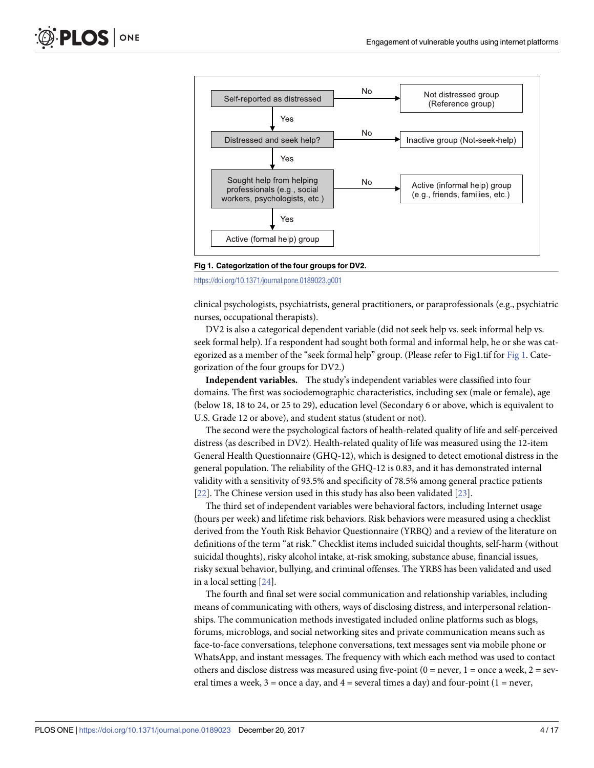Fig 1. Categorization of the four groups for DV2.

https://doi.org/10.1371/journal.pone.0189023.g001

clinical psychologists, psychiatrists, general practitioners, or paraprofessionals (e.g., psychiatric nurses, occupational therapists).

DV2 is also a categorical dependent variable (did not seek help vs. seek informal help vs. seek formal help). If a respondent had sought both formal and informal help, he or she was categorized as a member of the "seek formal help" group. (Please refer to Fig1.tif for Fig 1. Categorization of the four groups for DV2.)

**Independent variables.** The study's independent variables were classified into four domains. The first was sociodemographic characteristics, including sex (male or female), age (below 18, 18 to 24, or 25 to 29), education level (Secondary 6 or above, which is equivalent to U.S. Grade 12 or above), and student status (student or not).

The second were the psychological factors of health-related quality of life and self-perceived distress (as described in DV2). Health-related quality of life was measured using the 12-item General Health Questionnaire (GHQ-12), which is designed to detect emotional distress in the general population. The reliability of the GHQ-12 is 0.83, and it has demonstrated internal validity with a sensitivity of 93.5% and specificity of 78.5% among general practice patients [22]. The Chinese version used in this study has also been validated [23].

The third set of independent variables were behavioral factors, including Internet usage (hours per week) and lifetime risk behaviors. Risk behaviors were measured using a checklist derived from the Youth Risk Behavior Questionnaire (YRBQ) and a review of the literature on definitions of the term "at risk." Checklist items included suicidal thoughts, self-harm (without suicidal thoughts), risky alcohol intake, at-risk smoking, substance abuse, financial issues, risky sexual behavior, bullying, and criminal offenses. The YRBS has been validated and used in a local setting [24].

The fourth and final set were social communication and relationship variables, including means of communicating with others, ways of disclosing distress, and interpersonal relationships. The communication methods investigated included online platforms such as blogs, forums, microblogs, and social networking sites and private communication means such as face-to-face conversations, telephone conversations, text messages sent via mobile phone or WhatsApp, and instant messages. The frequency with which each method was used to contact others and disclose distress was measured using five-point (0 = never, 1 = once a week, 2 = several times a week, 3 = once a day, and 4 = several times a day) and four-point (1 = never,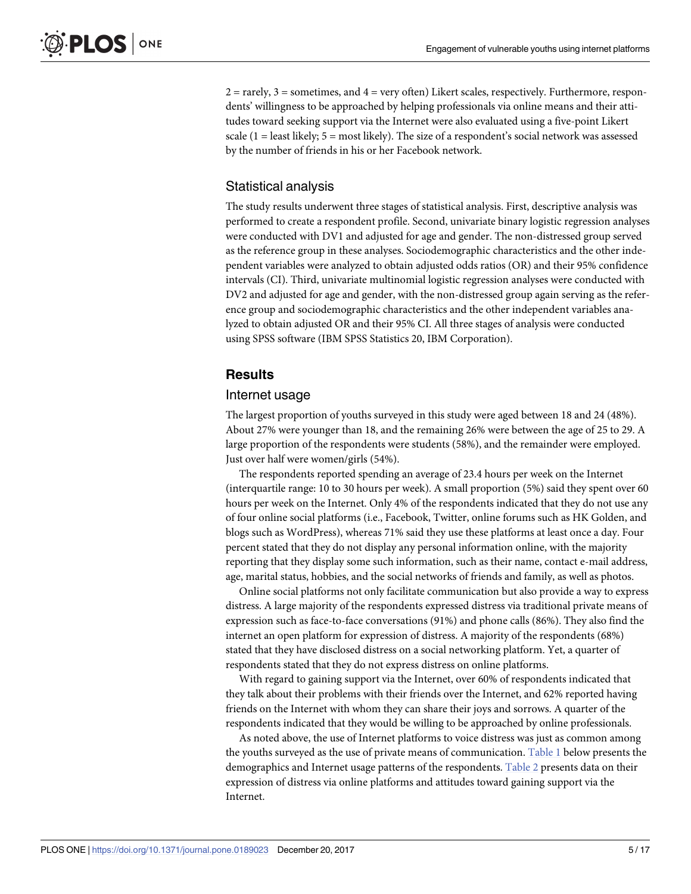2 = rarely, 3 = sometimes, and 4 = very often) Likert scales, respectively. Furthermore, respondents' willingness to be approached by helping professionals via online means and their attitudes toward seeking support via the Internet were also evaluated using a five-point Likert scale (1 = least likely; 5 = most likely). The size of a respondent's social network was assessed by the number of friends in his or her Facebook network.

### Statistical analysis

The study results underwent three stages of statistical analysis. First, descriptive analysis was performed to create a respondent profile. Second, univariate binary logistic regression analyses were conducted with DV1 and adjusted for age and gender. The non-distressed group served as the reference group in these analyses. Sociodemographic characteristics and the other independent variables were analyzed to obtain adjusted odds ratios (OR) and their 95% confidence intervals (CI). Third, univariate multinomial logistic regression analyses were conducted with DV2 and adjusted for age and gender, with the non-distressed group again serving as the reference group and sociodemographic characteristics and the other independent variables analyzed to obtain adjusted OR and their 95% CI. All three stages of analysis were conducted using SPSS software (IBM SPSS Statistics 20, IBM Corporation).

## Results

### Internet usage

The largest proportion of youths surveyed in this study were aged between 18 and 24 (48%). About 27% were younger than 18, and the remaining 26% were between the age of 25 to 29. A large proportion of the respondents were students (58%), and the remainder were employed. Just over half were women/girls (54%).

The respondents reported spending an average of 23.4 hours per week on the Internet (interquartile range: 10 to 30 hours per week). A small proportion (5%) said they spent over 60 hours per week on the Internet. Only 4% of the respondents indicated that they do not use any of four online social platforms (i.e., Facebook, Twitter, online forums such as HK Golden, and blogs such as WordPress), whereas 71% said they use these platforms at least once a day. Four percent stated that they do not display any personal information online, with the majority reporting that they display some such information, such as their name, contact e-mail address, age, marital status, hobbies, and the social networks of friends and family, as well as photos.

Online social platforms not only facilitate communication but also provide a way to express distress. A large majority of the respondents expressed distress via traditional private means of expression such as face-to-face conversations (91%) and phone calls (86%). They also find the internet an open platform for expression of distress. A majority of the respondents (68%) stated that they have disclosed distress on a social networking platform. Yet, a quarter of respondents stated that they do not express distress on online platforms.

With regard to gaining support via the Internet, over 60% of respondents indicated that they talk about their problems with their friends over the Internet, and 62% reported having friends on the Internet with whom they can share their joys and sorrows. A quarter of the respondents indicated that they would be willing to be approached by online professionals.

As noted above, the use of Internet platforms to voice distress was just as common among the youths surveyed as the use of private means of communication. Table 1 below presents the demographics and Internet usage patterns of the respondents. Table 2 presents data on their expression of distress via online platforms and attitudes toward gaining support via the Internet.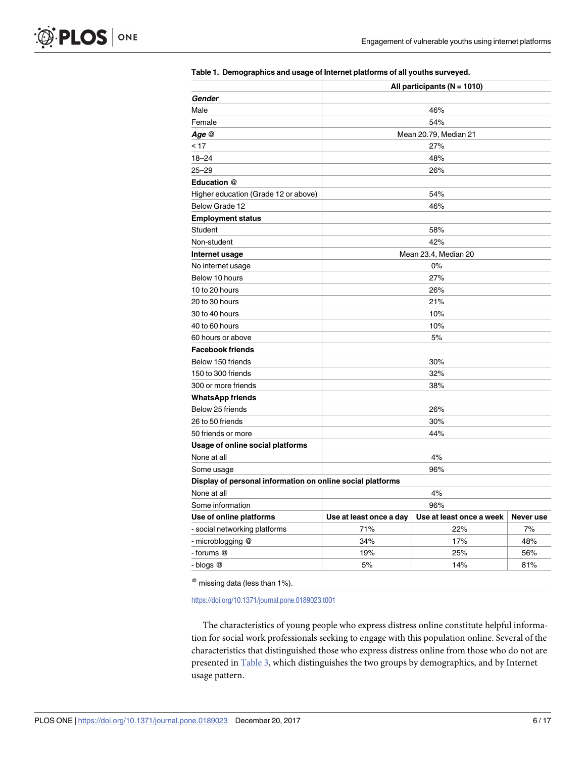**Table 1. Demographics and usage of Internet platforms of all youths surveyed.**

| | All participants (N = 1010) | | |
|---|---|---|---|
| ***Gender*** | | | |
| Male | 46% | | |
| Female | 54% | | |
| ***Age*** @ | Mean 20.79, Median 21 | | |
| < 17 | 27% | | |
| 18–24 | 48% | | |
| 25–29 | 26% | | |
| **Education** @ | | | |
| Higher education (Grade 12 or above) | 54% | | |
| Below Grade 12 | 46% | | |
| **Employment status** | | | |
| Student | 58% | | |
| Non-student | 42% | | |
| **Internet usage** | Mean 23.4, Median 20 | | |
| No internet usage | 0% | | |
| Below 10 hours | 27% | | |
| 10 to 20 hours | 26% | | |
| 20 to 30 hours | 21% | | |
| 30 to 40 hours | 10% | | |
| 40 to 60 hours | 10% | | |
| 60 hours or above | 5% | | |
| **Facebook friends** | | | |
| Below 150 friends | 30% | | |
| 150 to 300 friends | 32% | | |
| 300 or more friends | 38% | | |
| **WhatsApp friends** | | | |
| Below 25 friends | 26% | | |
| 26 to 50 friends | 30% | | |
| 50 friends or more | 44% | | |
| **Usage of online social platforms** | | | |
| None at all | 4% | | |
| Some usage | 96% | | |
| **Display of personal information on online social platforms** | | | |
| None at all | 4% | | |
| Some information | 96% | | |
| **Use of online platforms** | **Use at least once a day** | **Use at least once a week** | **Never use** |
| - social networking platforms | 71% | 22% | 7% |
| - microblogging @ | 34% | 17% | 48% |
| - forums @ | 19% | 25% | 56% |
| - blogs @ | 5% | 14% | 81% |

@ missing data (less than 1%).

https://doi.org/10.1371/journal.pone.0189023.t001

The characteristics of young people who express distress online constitute helpful information for social work professionals seeking to engage with this population online. Several of the characteristics that distinguished those who express distress online from those who do not are presented in Table 3, which distinguishes the two groups by demographics, and by Internet usage pattern.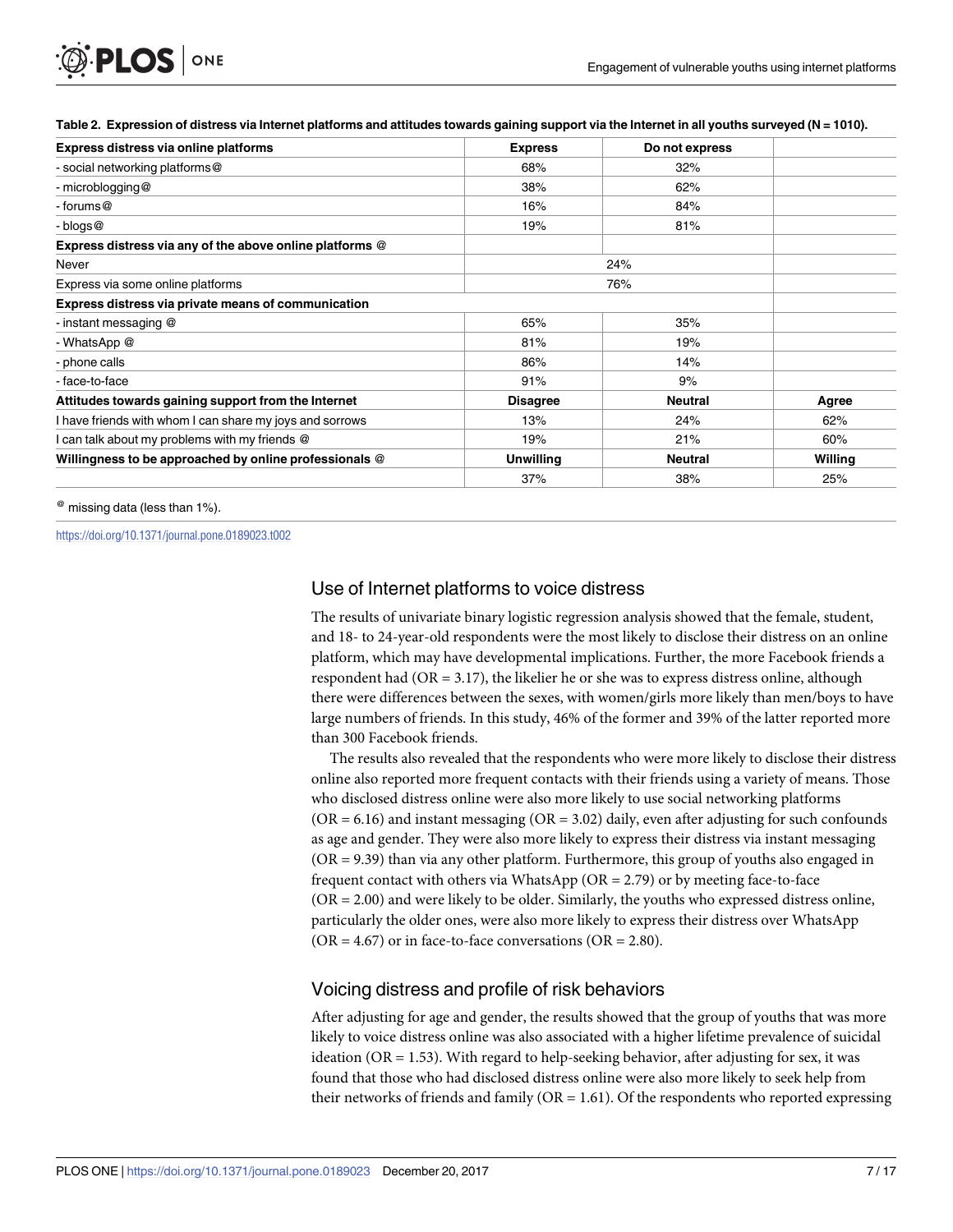**Table 2. Expression of distress via Internet platforms and attitudes towards gaining support via the Internet in all youths surveyed (N = 1010).**

| Express distress via online platforms | Express | Do not express | |
|---|---|---|---|
| - social networking platforms@ | 68% | 32% | |
| - microblogging@ | 38% | 62% | |
| - forums@ | 16% | 84% | |
| - blogs@ | 19% | 81% | |
| **Express distress via any of the above online platforms @** | | | |
| Never | 24% | | |
| Express via some online platforms | 76% | | |
| **Express distress via private means of communication** | | | |
| - instant messaging @ | 65% | 35% | |
| - WhatsApp @ | 81% | 19% | |
| - phone calls | 86% | 14% | |
| - face-to-face | 91% | 9% | |
| **Attitudes towards gaining support from the Internet** | **Disagree** | **Neutral** | **Agree** |
| I have friends with whom I can share my joys and sorrows | 13% | 24% | 62% |
| I can talk about my problems with my friends @ | 19% | 21% | 60% |
| **Willingness to be approached by online professionals @** | **Unwilling** | **Neutral** | **Willing** |
| | 37% | 38% | 25% |

@ missing data (less than 1%).

https://doi.org/10.1371/journal.pone.0189023.t002

## Use of Internet platforms to voice distress

The results of univariate binary logistic regression analysis showed that the female, student, and 18- to 24-year-old respondents were the most likely to disclose their distress on an online platform, which may have developmental implications. Further, the more Facebook friends a respondent had (OR = 3.17), the likelier he or she was to express distress online, although there were differences between the sexes, with women/girls more likely than men/boys to have large numbers of friends. In this study, 46% of the former and 39% of the latter reported more than 300 Facebook friends.

The results also revealed that the respondents who were more likely to disclose their distress online also reported more frequent contacts with their friends using a variety of means. Those who disclosed distress online were also more likely to use social networking platforms (OR = 6.16) and instant messaging (OR = 3.02) daily, even after adjusting for such confounds as age and gender. They were also more likely to express their distress via instant messaging (OR = 9.39) than via any other platform. Furthermore, this group of youths also engaged in frequent contact with others via WhatsApp (OR = 2.79) or by meeting face-to-face (OR = 2.00) and were likely to be older. Similarly, the youths who expressed distress online, particularly the older ones, were also more likely to express their distress over WhatsApp (OR = 4.67) or in face-to-face conversations (OR = 2.80).

## Voicing distress and profile of risk behaviors

After adjusting for age and gender, the results showed that the group of youths that was more likely to voice distress online was also associated with a higher lifetime prevalence of suicidal ideation (OR = 1.53). With regard to help-seeking behavior, after adjusting for sex, it was found that those who had disclosed distress online were also more likely to seek help from their networks of friends and family (OR = 1.61). Of the respondents who reported expressing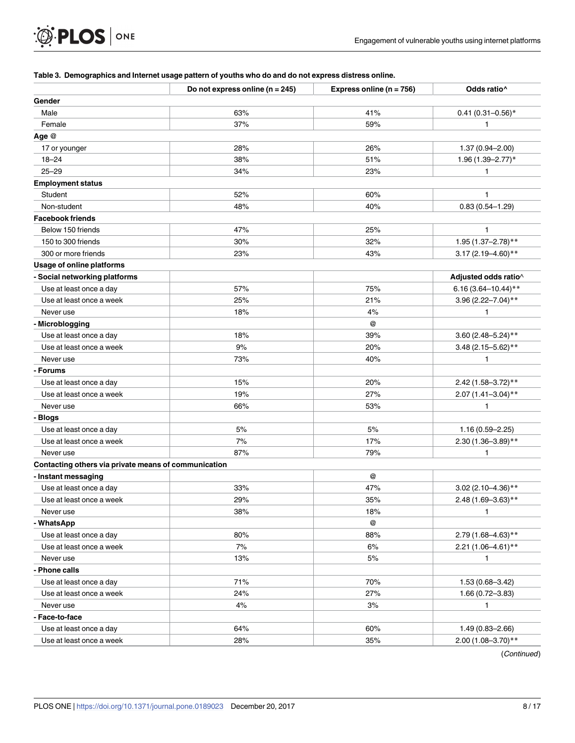**Table 3. Demographics and Internet usage pattern of youths who do and do not express distress online.**

| | Do not express online (n = 245) | Express online (n = 756) | Odds ratio^ |
|---|---|---|---|
| **Gender** | | | |
| Male | 63% | 41% | 0.41 (0.31–0.56)* |
| Female | 37% | 59% | 1 |
| **Age** @ | | | |
| 17 or younger | 28% | 26% | 1.37 (0.94–2.00) |
| 18–24 | 38% | 51% | 1.96 (1.39–2.77)* |
| 25–29 | 34% | 23% | 1 |
| **Employment status** | | | |
| Student | 52% | 60% | 1 |
| Non-student | 48% | 40% | 0.83 (0.54–1.29) |
| **Facebook friends** | | | |
| Below 150 friends | 47% | 25% | 1 |
| 150 to 300 friends | 30% | 32% | 1.95 (1.37–2.78)** |
| 300 or more friends | 23% | 43% | 3.17 (2.19–4.60)** |
| **Usage of online platforms** | | | |
| **- Social networking platforms** | | | **Adjusted odds ratio^** |
| Use at least once a day | 57% | 75% | 6.16 (3.64–10.44)** |
| Use at least once a week | 25% | 21% | 3.96 (2.22–7.04)** |
| Never use | 18% | 4% | 1 |
| **- Microblogging** | | @ | |
| Use at least once a day | 18% | 39% | 3.60 (2.48–5.24)** |
| Use at least once a week | 9% | 20% | 3.48 (2.15–5.62)** |
| Never use | 73% | 40% | 1 |
| **- Forums** | | | |
| Use at least once a day | 15% | 20% | 2.42 (1.58–3.72)** |
| Use at least once a week | 19% | 27% | 2.07 (1.41–3.04)** |
| Never use | 66% | 53% | 1 |
| **- Blogs** | | | |
| Use at least once a day | 5% | 5% | 1.16 (0.59–2.25) |
| Use at least once a week | 7% | 17% | 2.30 (1.36–3.89)** |
| Never use | 87% | 79% | 1 |
| **Contacting others via private means of communication** | | | |
| **- Instant messaging** | | @ | |
| Use at least once a day | 33% | 47% | 3.02 (2.10–4.36)** |
| Use at least once a week | 29% | 35% | 2.48 (1.69–3.63)** |
| Never use | 38% | 18% | 1 |
| **- WhatsApp** | | @ | |
| Use at least once a day | 80% | 88% | 2.79 (1.68–4.63)** |
| Use at least once a week | 7% | 6% | 2.21 (1.06–4.61)** |
| Never use | 13% | 5% | 1 |
| **- Phone calls** | | | |
| Use at least once a day | 71% | 70% | 1.53 (0.68–3.42) |
| Use at least once a week | 24% | 27% | 1.66 (0.72–3.83) |
| Never use | 4% | 3% | 1 |
| **- Face-to-face** | | | |
| Use at least once a day | 64% | 60% | 1.49 (0.83–2.66) |
| Use at least once a week | 28% | 35% | 2.00 (1.08–3.70)** |

(*Continued*)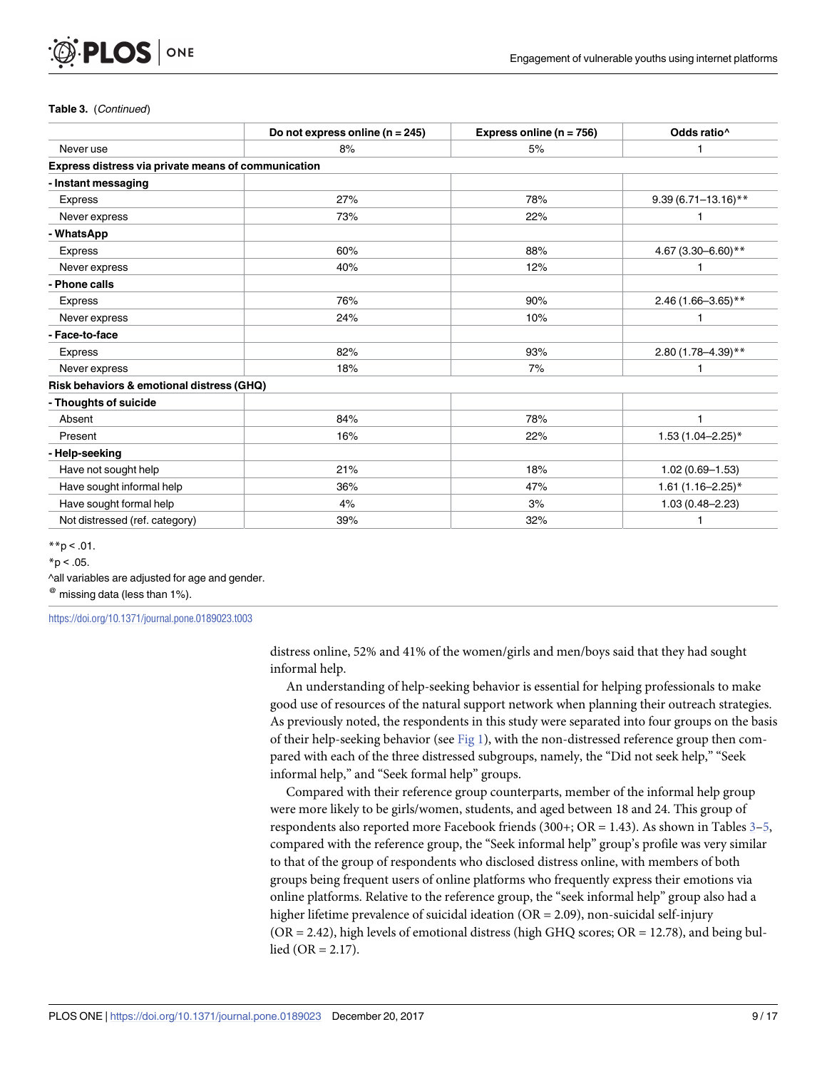**Table 3.** (*Continued*)

| | Do not express online (n = 245) | Express online (n = 756) | Odds ratio^ |
|---|---|---|---|
| Never use | 8% | 5% | 1 |
| **Express distress via private means of communication** | | | |
| **- Instant messaging** | | | |
| Express | 27% | 78% | 9.39 (6.71–13.16)** |
| Never express | 73% | 22% | 1 |
| **- WhatsApp** | | | |
| Express | 60% | 88% | 4.67 (3.30–6.60)** |
| Never express | 40% | 12% | 1 |
| **- Phone calls** | | | |
| Express | 76% | 90% | 2.46 (1.66–3.65)** |
| Never express | 24% | 10% | 1 |
| **- Face-to-face** | | | |
| Express | 82% | 93% | 2.80 (1.78–4.39)** |
| Never express | 18% | 7% | 1 |
| **Risk behaviors & emotional distress (GHQ)** | | | |
| **- Thoughts of suicide** | | | |
| Absent | 84% | 78% | 1 |
| Present | 16% | 22% | 1.53 (1.04–2.25)* |
| **- Help-seeking** | | | |
| Have not sought help | 21% | 18% | 1.02 (0.69–1.53) |
| Have sought informal help | 36% | 47% | 1.61 (1.16–2.25)* |
| Have sought formal help | 4% | 3% | 1.03 (0.48–2.23) |
| Not distressed (ref. category) | 39% | 32% | 1 |

**$p < .01$.

*$p < .05$.

^all variables are adjusted for age and gender.

@ missing data (less than 1%).

https://doi.org/10.1371/journal.pone.0189023.t003

distress online, 52% and 41% of the women/girls and men/boys said that they had sought informal help.

An understanding of help-seeking behavior is essential for helping professionals to make good use of resources of the natural support network when planning their outreach strategies. As previously noted, the respondents in this study were separated into four groups on the basis of their help-seeking behavior (see Fig 1), with the non-distressed reference group then compared with each of the three distressed subgroups, namely, the "Did not seek help," "Seek informal help," and "Seek formal help" groups.

Compared with their reference group counterparts, member of the informal help group were more likely to be girls/women, students, and aged between 18 and 24. This group of respondents also reported more Facebook friends (300+; OR = 1.43). As shown in Tables 3–5, compared with the reference group, the "Seek informal help" group's profile was very similar to that of the group of respondents who disclosed distress online, with members of both groups being frequent users of online platforms who frequently express their emotions via online platforms. Relative to the reference group, the "seek informal help" group also had a higher lifetime prevalence of suicidal ideation (OR = 2.09), non-suicidal self-injury (OR = 2.42), high levels of emotional distress (high GHQ scores; OR = 12.78), and being bullied (OR = 2.17).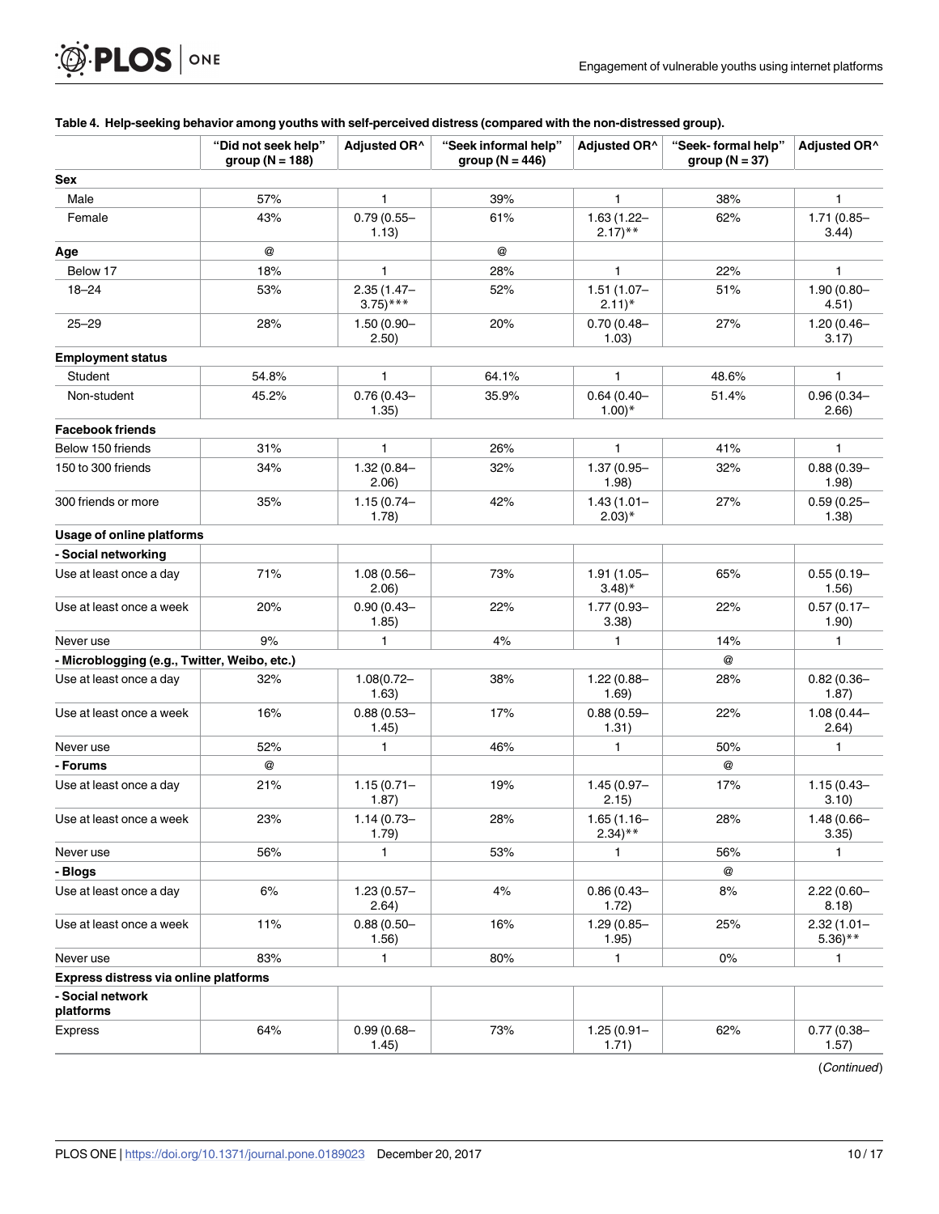**Table 4. Help-seeking behavior among youths with self-perceived distress (compared with the non-distressed group).**

| | "Did not seek help" group (N = 188) | Adjusted OR^ | "Seek informal help" group (N = 446) | Adjusted OR^ | "Seek- formal help" group (N = 37) | Adjusted OR^ |
|---|---|---|---|---|---|---|
| **Sex** | | | | | | |
| Male | 57% | 1 | 39% | 1 | 38% | 1 |
| Female | 43% | 0.79 (0.55–1.13) | 61% | 1.63 (1.22–2.17)** | 62% | 1.71 (0.85–3.44) |
| **Age** | @ | | @ | | | |
| Below 17 | 18% | 1 | 28% | 1 | 22% | 1 |
| 18–24 | 53% | 2.35 (1.47–3.75)*** | 52% | 1.51 (1.07–2.11)* | 51% | 1.90 (0.80–4.51) |
| 25–29 | 28% | 1.50 (0.90–2.50) | 20% | 0.70 (0.48–1.03) | 27% | 1.20 (0.46–3.17) |
| **Employment status** | | | | | | |
| Student | 54.8% | 1 | 64.1% | 1 | 48.6% | 1 |
| Non-student | 45.2% | 0.76 (0.43–1.35) | 35.9% | 0.64 (0.40–1.00)* | 51.4% | 0.96 (0.34–2.66) |
| **Facebook friends** | | | | | | |
| Below 150 friends | 31% | 1 | 26% | 1 | 41% | 1 |
| 150 to 300 friends | 34% | 1.32 (0.84–2.06) | 32% | 1.37 (0.95–1.98) | 32% | 0.88 (0.39–1.98) |
| 300 friends or more | 35% | 1.15 (0.74–1.78) | 42% | 1.43 (1.01–2.03)* | 27% | 0.59 (0.25–1.38) |
| **Usage of online platforms** | | | | | | |
| **- Social networking** | | | | | | |
| Use at least once a day | 71% | 1.08 (0.56–2.06) | 73% | 1.91 (1.05–3.48)* | 65% | 0.55 (0.19–1.56) |
| Use at least once a week | 20% | 0.90 (0.43–1.85) | 22% | 1.77 (0.93–3.38) | 22% | 0.57 (0.17–1.90) |
| Never use | 9% | 1 | 4% | 1 | 14% | 1 |
| **- Microblogging (e.g., Twitter, Weibo, etc.)** | | | | | @ | |
| Use at least once a day | 32% | 1.08(0.72–1.63) | 38% | 1.22 (0.88–1.69) | 28% | 0.82 (0.36–1.87) |
| Use at least once a week | 16% | 0.88 (0.53–1.45) | 17% | 0.88 (0.59–1.31) | 22% | 1.08 (0.44–2.64) |
| Never use | 52% | 1 | 46% | 1 | 50% | 1 |
| **- Forums** | @ | | | | @ | |
| Use at least once a day | 21% | 1.15 (0.71–1.87) | 19% | 1.45 (0.97–2.15) | 17% | 1.15 (0.43–3.10) |
| Use at least once a week | 23% | 1.14 (0.73–1.79) | 28% | 1.65 (1.16–2.34)** | 28% | 1.48 (0.66–3.35) |
| Never use | 56% | 1 | 53% | 1 | 56% | 1 |
| **- Blogs** | | | | | @ | |
| Use at least once a day | 6% | 1.23 (0.57–2.64) | 4% | 0.86 (0.43–1.72) | 8% | 2.22 (0.60–8.18) |
| Use at least once a week | 11% | 0.88 (0.50–1.56) | 16% | 1.29 (0.85–1.95) | 25% | 2.32 (1.01–5.36)** |
| Never use | 83% | 1 | 80% | 1 | 0% | 1 |
| **Express distress via online platforms** | | | | | | |
| **- Social network platforms** | | | | | | |
| Express | 64% | 0.99 (0.68–1.45) | 73% | 1.25 (0.91–1.71) | 62% | 0.77 (0.38–1.57) |

(*Continued*)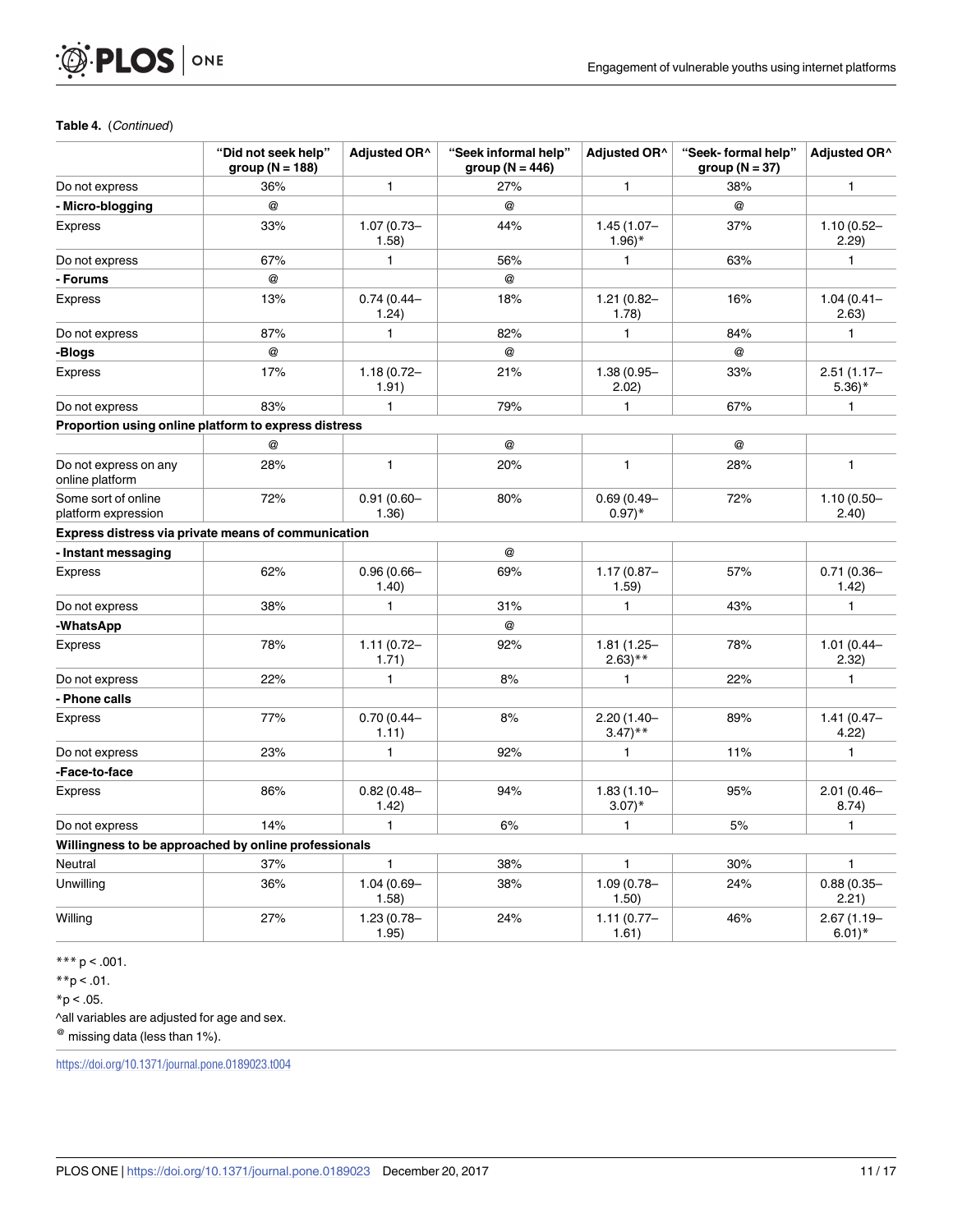**Table 4.** (*Continued*)

| | "Did not seek help" group (N = 188) | Adjusted OR^ | "Seek informal help" group (N = 446) | Adjusted OR^ | "Seek- formal help" group (N = 37) | Adjusted OR^ |
|---|---|---|---|---|---|---|
| Do not express | 36% | 1 | 27% | 1 | 38% | 1 |
| **- Micro-blogging** | @ | | @ | | @ | |
| Express | 33% | 1.07 (0.73–1.58) | 44% | 1.45 (1.07–1.96)* | 37% | 1.10 (0.52–2.29) |
| Do not express | 67% | 1 | 56% | 1 | 63% | 1 |
| **- Forums** | @ | | @ | | | |
| Express | 13% | 0.74 (0.44–1.24) | 18% | 1.21 (0.82–1.78) | 16% | 1.04 (0.41–2.63) |
| Do not express | 87% | 1 | 82% | 1 | 84% | 1 |
| **-Blogs** | @ | | @ | | @ | |
| Express | 17% | 1.18 (0.72–1.91) | 21% | 1.38 (0.95–2.02) | 33% | 2.51 (1.17–5.36)* |
| Do not express | 83% | 1 | 79% | 1 | 67% | 1 |
| **Proportion using online platform to express distress** | | | | | | |
| | @ | | @ | | @ | |
| Do not express on any online platform | 28% | 1 | 20% | 1 | 28% | 1 |
| Some sort of online platform expression | 72% | 0.91 (0.60–1.36) | 80% | 0.69 (0.49–0.97)* | 72% | 1.10 (0.50–2.40) |
| **Express distress via private means of communication** | | | | | | |
| **- Instant messaging** | | | @ | | | |
| Express | 62% | 0.96 (0.66–1.40) | 69% | 1.17 (0.87–1.59) | 57% | 0.71 (0.36–1.42) |
| Do not express | 38% | 1 | 31% | 1 | 43% | 1 |
| **-WhatsApp** | | | @ | | | |
| Express | 78% | 1.11 (0.72–1.71) | 92% | 1.81 (1.25–2.63)** | 78% | 1.01 (0.44–2.32) |
| Do not express | 22% | 1 | 8% | 1 | 22% | 1 |
| **- Phone calls** | | | | | | |
| Express | 77% | 0.70 (0.44–1.11) | 8% | 2.20 (1.40–3.47)** | 89% | 1.41 (0.47–4.22) |
| Do not express | 23% | 1 | 92% | 1 | 11% | 1 |
| **-Face-to-face** | | | | | | |
| Express | 86% | 0.82 (0.48–1.42) | 94% | 1.83 (1.10–3.07)* | 95% | 2.01 (0.46–8.74) |
| Do not express | 14% | 1 | 6% | 1 | 5% | 1 |
| **Willingness to be approached by online professionals** | | | | | | |
| Neutral | 37% | 1 | 38% | 1 | 30% | 1 |
| Unwilling | 36% | 1.04 (0.69–1.58) | 38% | 1.09 (0.78–1.50) | 24% | 0.88 (0.35–2.21) |
| Willing | 27% | 1.23 (0.78–1.95) | 24% | 1.11 (0.77–1.61) | 46% | 2.67 (1.19–6.01)* |

*** p < .001.

**p < .01.

*p < .05.

^all variables are adjusted for age and sex.

@ missing data (less than 1%).

https://doi.org/10.1371/journal.pone.0189023.t004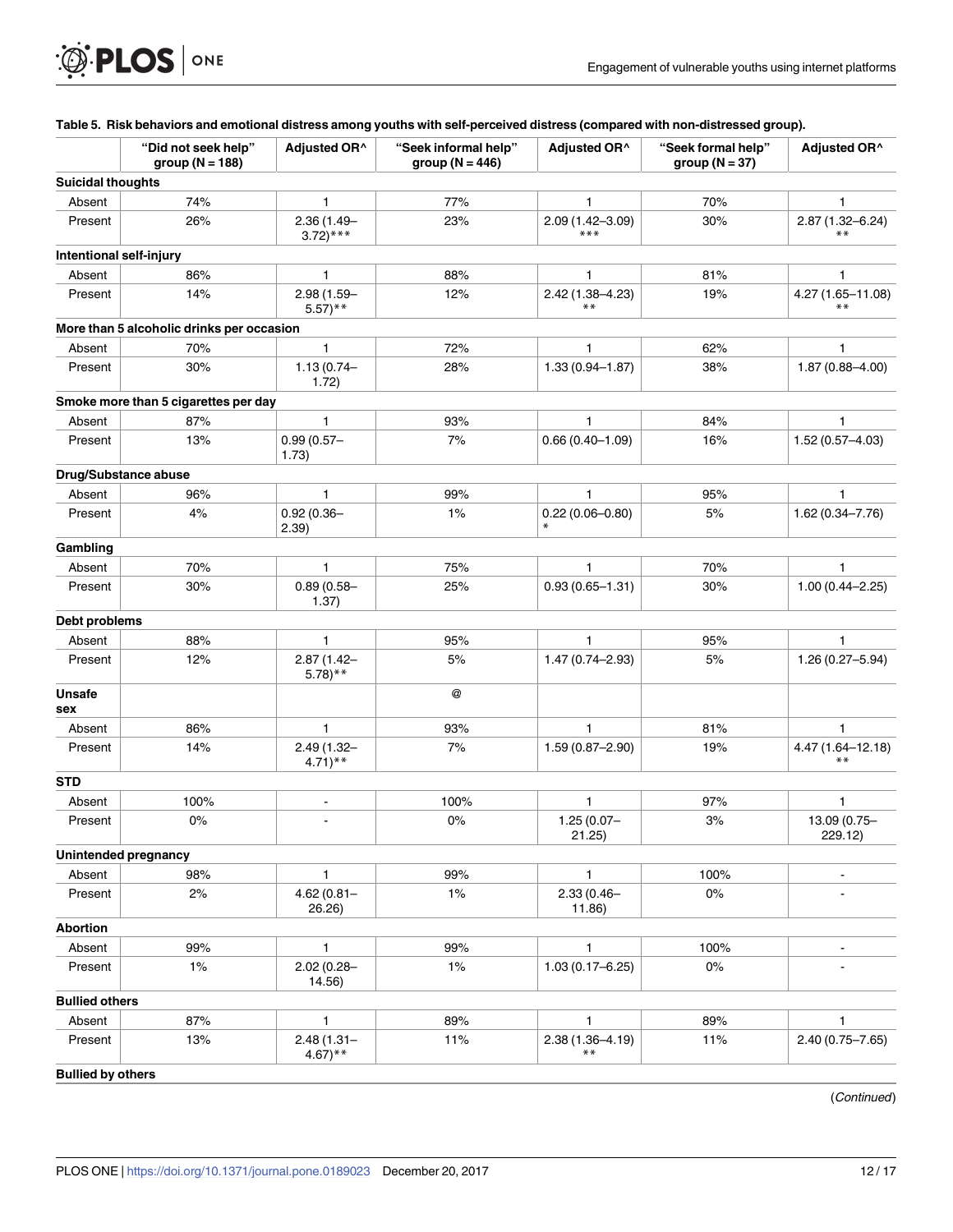**Table 5. Risk behaviors and emotional distress among youths with self-perceived distress (compared with non-distressed group).**

| | "Did not seek help" group (N = 188) | Adjusted OR^ | "Seek informal help" group (N = 446) | Adjusted OR^ | "Seek formal help" group (N = 37) | Adjusted OR^ |
|---|---|---|---|---|---|---|
| **Suicidal thoughts** | | | | | | |
| Absent | 74% | 1 | 77% | 1 | 70% | 1 |
| Present | 26% | 2.36 (1.49–3.72)*** | 23% | 2.09 (1.42–3.09)*** | 30% | 2.87 (1.32–6.24)** |
| **Intentional self-injury** | | | | | | |
| Absent | 86% | 1 | 88% | 1 | 81% | 1 |
| Present | 14% | 2.98 (1.59–5.57)** | 12% | 2.42 (1.38–4.23)** | 19% | 4.27 (1.65–11.08)** |
| **More than 5 alcoholic drinks per occasion** | | | | | | |
| Absent | 70% | 1 | 72% | 1 | 62% | 1 |
| Present | 30% | 1.13 (0.74–1.72) | 28% | 1.33 (0.94–1.87) | 38% | 1.87 (0.88–4.00) |
| **Smoke more than 5 cigarettes per day** | | | | | | |
| Absent | 87% | 1 | 93% | 1 | 84% | 1 |
| Present | 13% | 0.99 (0.57–1.73) | 7% | 0.66 (0.40–1.09) | 16% | 1.52 (0.57–4.03) |
| **Drug/Substance abuse** | | | | | | |
| Absent | 96% | 1 | 99% | 1 | 95% | 1 |
| Present | 4% | 0.92 (0.36–2.39) | 1% | 0.22 (0.06–0.80)* | 5% | 1.62 (0.34–7.76) |
| **Gambling** | | | | | | |
| Absent | 70% | 1 | 75% | 1 | 70% | 1 |
| Present | 30% | 0.89 (0.58–1.37) | 25% | 0.93 (0.65–1.31) | 30% | 1.00 (0.44–2.25) |
| **Debt problems** | | | | | | |
| Absent | 88% | 1 | 95% | 1 | 95% | 1 |
| Present | 12% | 2.87 (1.42–5.78)** | 5% | 1.47 (0.74–2.93) | 5% | 1.26 (0.27–5.94) |
| **Unsafe sex** | | | @ | | | |
| Absent | 86% | 1 | 93% | 1 | 81% | 1 |
| Present | 14% | 2.49 (1.32–4.71)** | 7% | 1.59 (0.87–2.90) | 19% | 4.47 (1.64–12.18)** |
| **STD** | | | | | | |
| Absent | 100% | - | 100% | 1 | 97% | 1 |
| Present | 0% | - | 0% | 1.25 (0.07–21.25) | 3% | 13.09 (0.75–229.12) |
| **Unintended pregnancy** | | | | | | |
| Absent | 98% | 1 | 99% | 1 | 100% | - |
| Present | 2% | 4.62 (0.81–26.26) | 1% | 2.33 (0.46–11.86) | 0% | - |
| **Abortion** | | | | | | |
| Absent | 99% | 1 | 99% | 1 | 100% | - |
| Present | 1% | 2.02 (0.28–14.56) | 1% | 1.03 (0.17–6.25) | 0% | - |
| **Bullied others** | | | | | | |
| Absent | 87% | 1 | 89% | 1 | 89% | 1 |
| Present | 13% | 2.48 (1.31–4.67)** | 11% | 2.38 (1.36–4.19)** | 11% | 2.40 (0.75–7.65) |
| **Bullied by others** | | | | | | |

(*Continued*)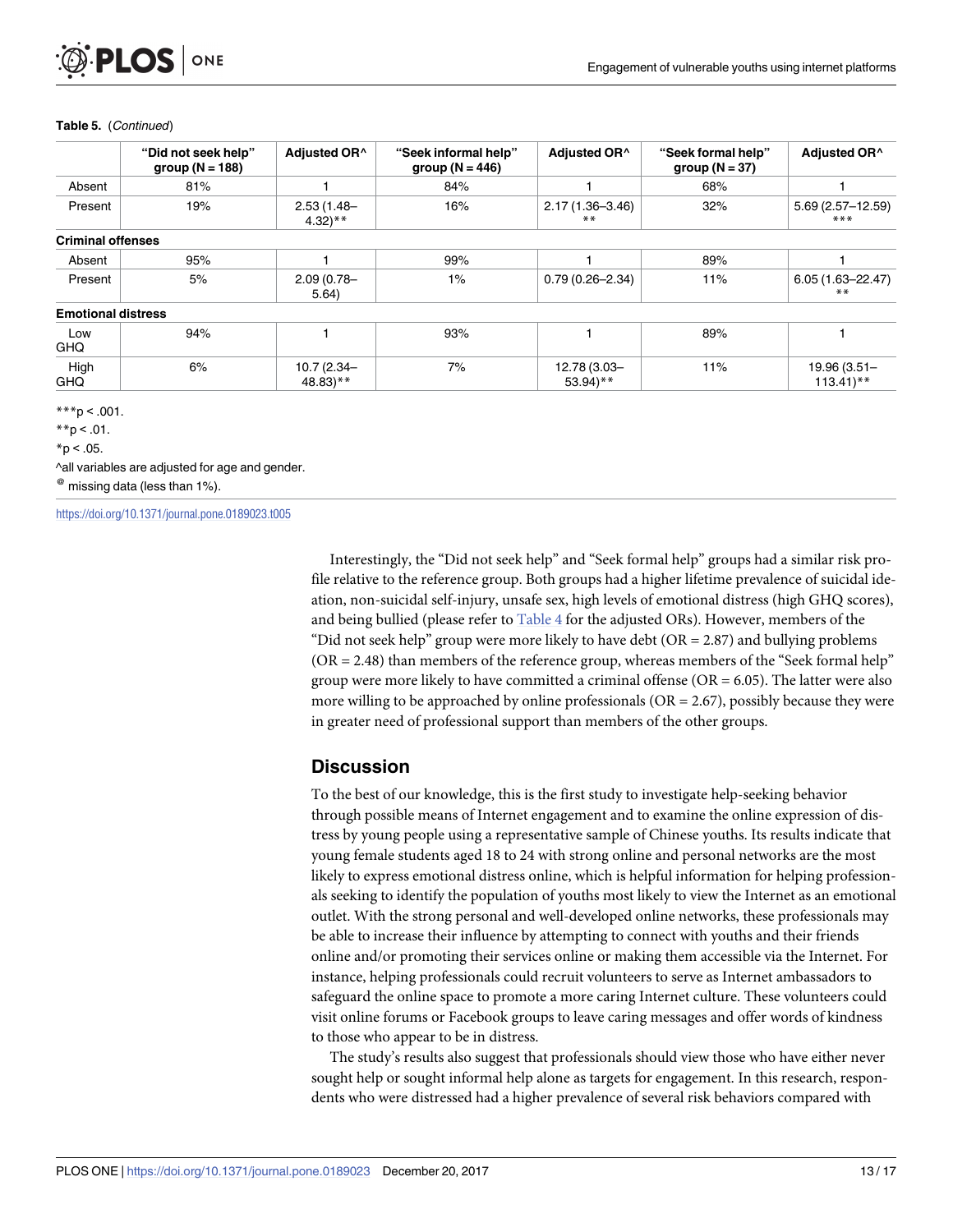**Table 5.** (*Continued*)

| | "Did not seek help" group (N = 188) | Adjusted OR^ | "Seek informal help" group (N = 446) | Adjusted OR^ | "Seek formal help" group (N = 37) | Adjusted OR^ |
|---|---|---|---|---|---|---|
| Absent | 81% | 1 | 84% | 1 | 68% | 1 |
| Present | 19% | 2.53 (1.48–4.32)** | 16% | 2.17 (1.36–3.46)** | 32% | 5.69 (2.57–12.59)*** |
| **Criminal offenses** | | | | | | |
| Absent | 95% | 1 | 99% | 1 | 89% | 1 |
| Present | 5% | 2.09 (0.78–5.64) | 1% | 0.79 (0.26–2.34) | 11% | 6.05 (1.63–22.47)** |
| **Emotional distress** | | | | | | |
| Low GHQ | 94% | 1 | 93% | 1 | 89% | 1 |
| High GHQ | 6% | 10.7 (2.34–48.83)** | 7% | 12.78 (3.03–53.94)** | 11% | 19.96 (3.51–113.41)** |

***p < .001.

**p < .01.

*p < .05.

^all variables are adjusted for age and gender.

@ missing data (less than 1%).

https://doi.org/10.1371/journal.pone.0189023.t005

Interestingly, the "Did not seek help" and "Seek formal help" groups had a similar risk profile relative to the reference group. Both groups had a higher lifetime prevalence of suicidal ideation, non-suicidal self-injury, unsafe sex, high levels of emotional distress (high GHQ scores), and being bullied (please refer to Table 4 for the adjusted ORs). However, members of the "Did not seek help" group were more likely to have debt (OR = 2.87) and bullying problems (OR = 2.48) than members of the reference group, whereas members of the "Seek formal help" group were more likely to have committed a criminal offense (OR = 6.05). The latter were also more willing to be approached by online professionals (OR = 2.67), possibly because they were in greater need of professional support than members of the other groups.

## Discussion

To the best of our knowledge, this is the first study to investigate help-seeking behavior through possible means of Internet engagement and to examine the online expression of distress by young people using a representative sample of Chinese youths. Its results indicate that young female students aged 18 to 24 with strong online and personal networks are the most likely to express emotional distress online, which is helpful information for helping professionals seeking to identify the population of youths most likely to view the Internet as an emotional outlet. With the strong personal and well-developed online networks, these professionals may be able to increase their influence by attempting to connect with youths and their friends online and/or promoting their services online or making them accessible via the Internet. For instance, helping professionals could recruit volunteers to serve as Internet ambassadors to safeguard the online space to promote a more caring Internet culture. These volunteers could visit online forums or Facebook groups to leave caring messages and offer words of kindness to those who appear to be in distress.

The study's results also suggest that professionals should view those who have either never sought help or sought informal help alone as targets for engagement. In this research, respondents who were distressed had a higher prevalence of several risk behaviors compared with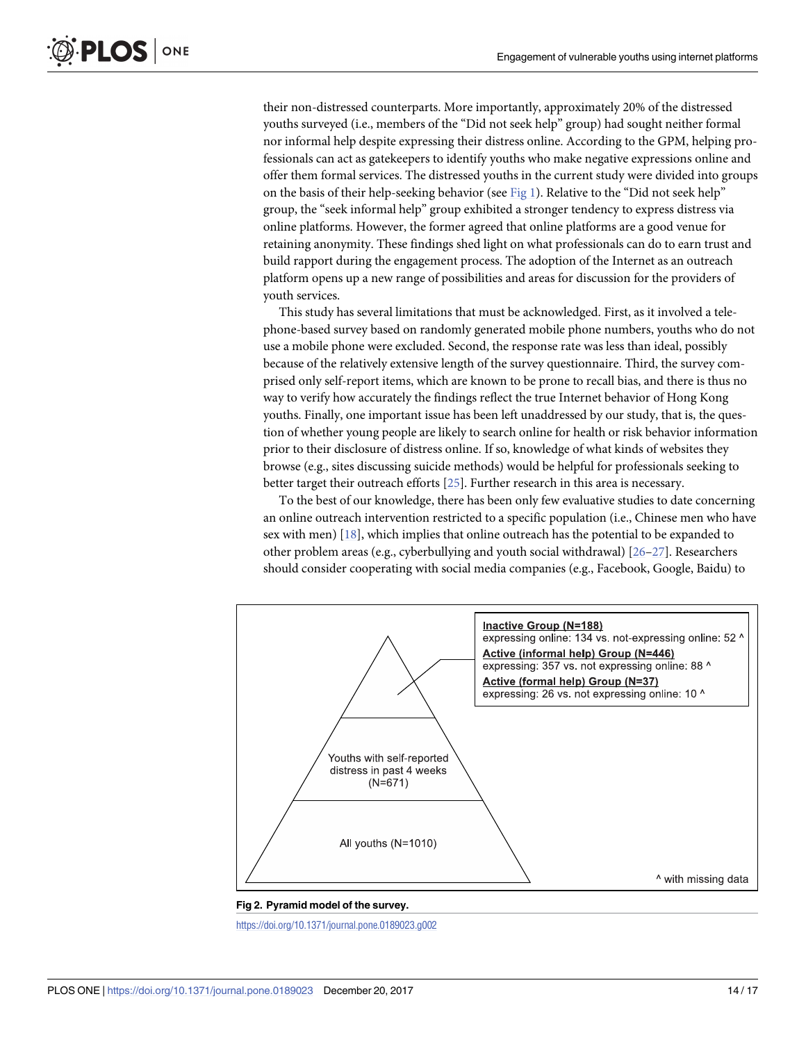their non-distressed counterparts. More importantly, approximately 20% of the distressed youths surveyed (i.e., members of the "Did not seek help" group) had sought neither formal nor informal help despite expressing their distress online. According to the GPM, helping professionals can act as gatekeepers to identify youths who make negative expressions online and offer them formal services. The distressed youths in the current study were divided into groups on the basis of their help-seeking behavior (see Fig 1). Relative to the "Did not seek help" group, the "seek informal help" group exhibited a stronger tendency to express distress via online platforms. However, the former agreed that online platforms are a good venue for retaining anonymity. These findings shed light on what professionals can do to earn trust and build rapport during the engagement process. The adoption of the Internet as an outreach platform opens up a new range of possibilities and areas for discussion for the providers of youth services.

This study has several limitations that must be acknowledged. First, as it involved a telephone-based survey based on randomly generated mobile phone numbers, youths who do not use a mobile phone were excluded. Second, the response rate was less than ideal, possibly because of the relatively extensive length of the survey questionnaire. Third, the survey comprised only self-report items, which are known to be prone to recall bias, and there is thus no way to verify how accurately the findings reflect the true Internet behavior of Hong Kong youths. Finally, one important issue has been left unaddressed by our study, that is, the question of whether young people are likely to search online for health or risk behavior information prior to their disclosure of distress online. If so, knowledge of what kinds of websites they browse (e.g., sites discussing suicide methods) would be helpful for professionals seeking to better target their outreach efforts [25]. Further research in this area is necessary.

To the best of our knowledge, there has been only few evaluative studies to date concerning an online outreach intervention restricted to a specific population (i.e., Chinese men who have sex with men) [18], which implies that online outreach has the potential to be expanded to other problem areas (e.g., cyberbullying and youth social withdrawal) [26–27]. Researchers should consider cooperating with social media companies (e.g., Facebook, Google, Baidu) to

**Inactive Group (N=188)**
expressing online: 134 vs. not-expressing online: 52 ^
**Active (informal help) Group (N=446)**
expressing: 357 vs. not expressing online: 88 ^
**Active (formal help) Group (N=37)**
expressing: 26 vs. not expressing online: 10 ^

Youths with self-reported distress in past 4 weeks (N=671)

All youths (N=1010)

^ with missing data

**Fig 2. Pyramid model of the survey.**

https://doi.org/10.1371/journal.pone.0189023.g002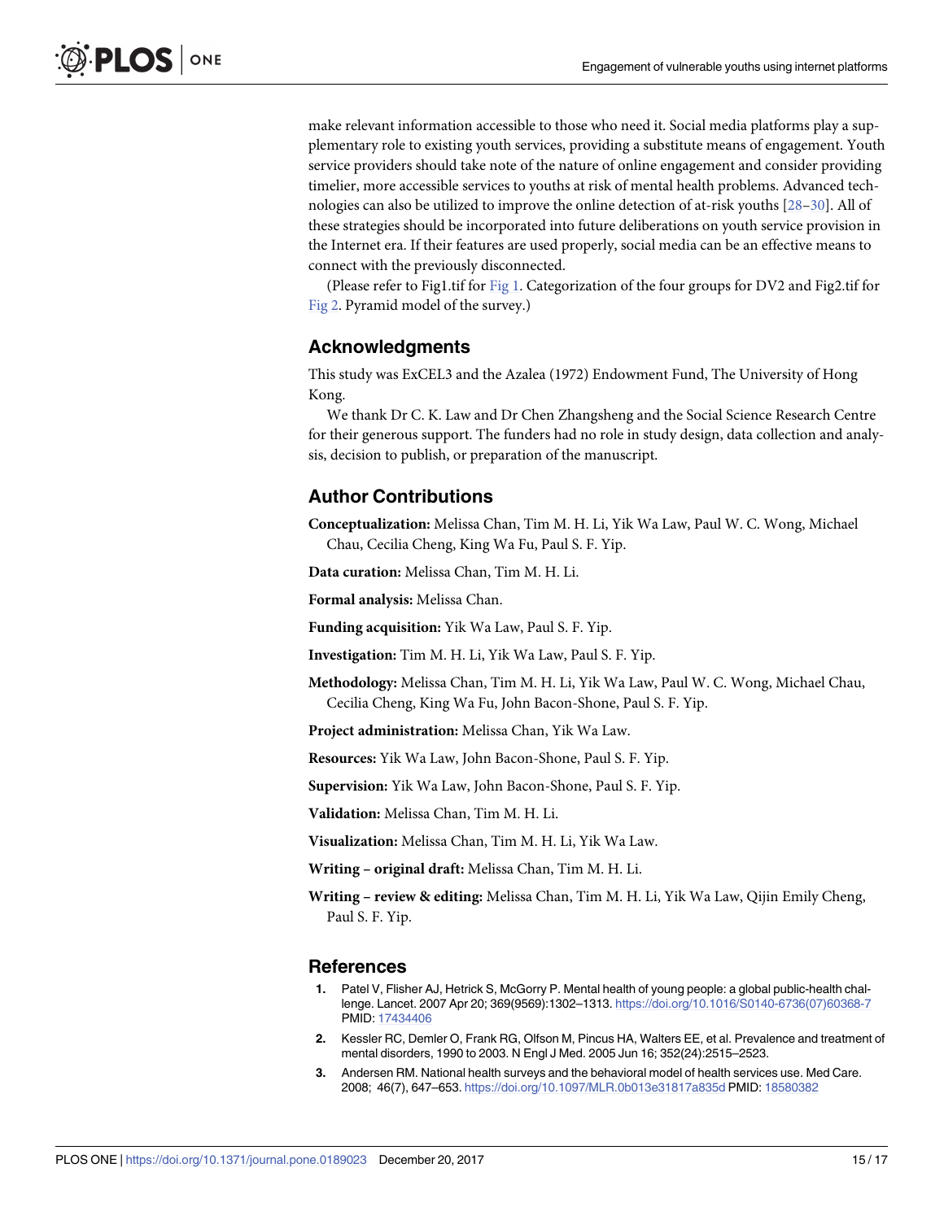make relevant information accessible to those who need it. Social media platforms play a supplementary role to existing youth services, providing a substitute means of engagement. Youth service providers should take note of the nature of online engagement and consider providing timelier, more accessible services to youths at risk of mental health problems. Advanced technologies can also be utilized to improve the online detection of at-risk youths [28–30]. All of these strategies should be incorporated into future deliberations on youth service provision in the Internet era. If their features are used properly, social media can be an effective means to connect with the previously disconnected.

(Please refer to Fig1.tif for Fig 1. Categorization of the four groups for DV2 and Fig2.tif for Fig 2. Pyramid model of the survey.)

## Acknowledgments

This study was ExCEL3 and the Azalea (1972) Endowment Fund, The University of Hong Kong.

We thank Dr C. K. Law and Dr Chen Zhangsheng and the Social Science Research Centre for their generous support. The funders had no role in study design, data collection and analysis, decision to publish, or preparation of the manuscript.

## Author Contributions

**Conceptualization:** Melissa Chan, Tim M. H. Li, Yik Wa Law, Paul W. C. Wong, Michael Chau, Cecilia Cheng, King Wa Fu, Paul S. F. Yip.

**Data curation:** Melissa Chan, Tim M. H. Li.

**Formal analysis:** Melissa Chan.

**Funding acquisition:** Yik Wa Law, Paul S. F. Yip.

**Investigation:** Tim M. H. Li, Yik Wa Law, Paul S. F. Yip.

**Methodology:** Melissa Chan, Tim M. H. Li, Yik Wa Law, Paul W. C. Wong, Michael Chau, Cecilia Cheng, King Wa Fu, John Bacon-Shone, Paul S. F. Yip.

**Project administration:** Melissa Chan, Yik Wa Law.

**Resources:** Yik Wa Law, John Bacon-Shone, Paul S. F. Yip.

**Supervision:** Yik Wa Law, John Bacon-Shone, Paul S. F. Yip.

**Validation:** Melissa Chan, Tim M. H. Li.

**Visualization:** Melissa Chan, Tim M. H. Li, Yik Wa Law.

**Writing – original draft:** Melissa Chan, Tim M. H. Li.

**Writing – review & editing:** Melissa Chan, Tim M. H. Li, Yik Wa Law, Qijin Emily Cheng, Paul S. F. Yip.

## References

1. Patel V, Flisher AJ, Hetrick S, McGorry P. Mental health of young people: a global public-health challenge. Lancet. 2007 Apr 20; 369(9569):1302–1313. https://doi.org/10.1016/S0140-6736(07)60368-7 PMID: 17434406
2. Kessler RC, Demler O, Frank RG, Olfson M, Pincus HA, Walters EE, et al. Prevalence and treatment of mental disorders, 1990 to 2003. N Engl J Med. 2005 Jun 16; 352(24):2515–2523.
3. Andersen RM. National health surveys and the behavioral model of health services use. Med Care. 2008; 46(7), 647–653. https://doi.org/10.1097/MLR.0b013e31817a835d PMID: 18580382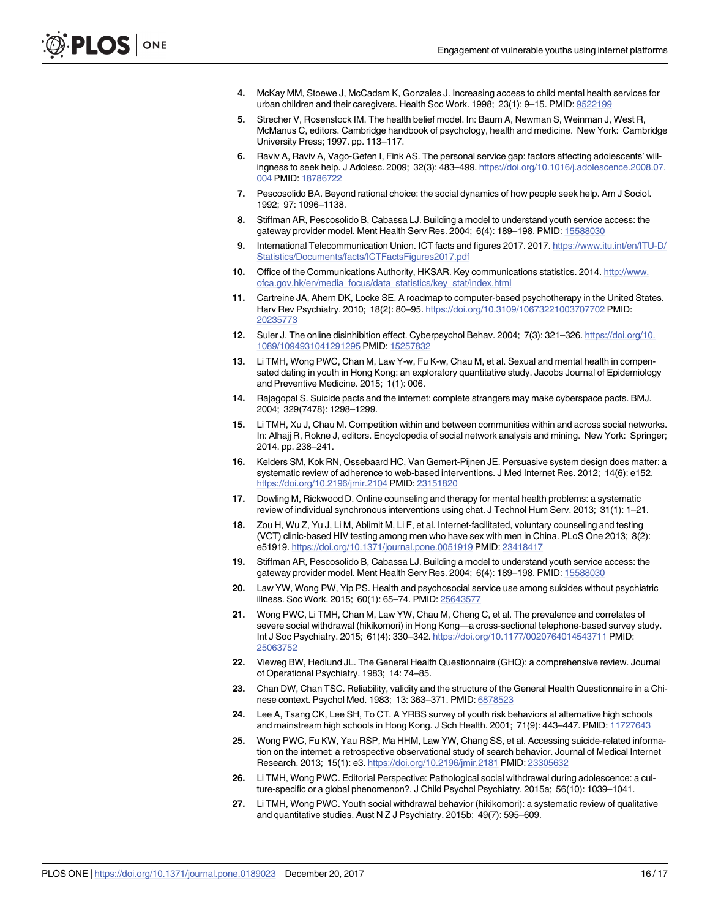4. McKay MM, Stoewe J, McCadam K, Gonzales J. Increasing access to child mental health services for urban children and their caregivers. Health Soc Work. 1998; 23(1): 9–15. PMID: 9522199
5. Strecher V, Rosenstock IM. The health belief model. In: Baum A, Newman S, Weinman J, West R, McManus C, editors. Cambridge handbook of psychology, health and medicine. New York: Cambridge University Press; 1997. pp. 113–117.
6. Raviv A, Raviv A, Vago-Gefen I, Fink AS. The personal service gap: factors affecting adolescents' willingness to seek help. J Adolesc. 2009; 32(3): 483–499. https://doi.org/10.1016/j.adolescence.2008.07.004 PMID: 18786722
7. Pescosolido BA. Beyond rational choice: the social dynamics of how people seek help. Am J Sociol. 1992; 97: 1096–1138.
8. Stiffman AR, Pescosolido B, Cabassa LJ. Building a model to understand youth service access: the gateway provider model. Ment Health Serv Res. 2004; 6(4): 189–198. PMID: 15588030
9. International Telecommunication Union. ICT facts and figures 2017. 2017. https://www.itu.int/en/ITU-D/Statistics/Documents/facts/ICTFactsFigures2017.pdf
10. Office of the Communications Authority, HKSAR. Key communications statistics. 2014. http://www.ofca.gov.hk/en/media_focus/data_statistics/key_stat/index.html
11. Cartreine JA, Ahern DK, Locke SE. A roadmap to computer-based psychotherapy in the United States. Harv Rev Psychiatry. 2010; 18(2): 80–95. https://doi.org/10.3109/10673221003707702 PMID: 20235773
12. Suler J. The online disinhibition effect. Cyberpsychol Behav. 2004; 7(3): 321–326. https://doi.org/10.1089/1094931041291295 PMID: 15257832
13. Li TMH, Wong PWC, Chan M, Law Y-w, Fu K-w, Chau M, et al. Sexual and mental health in compensated dating in youth in Hong Kong: an exploratory quantitative study. Jacobs Journal of Epidemiology and Preventive Medicine. 2015; 1(1): 006.
14. Rajagopal S. Suicide pacts and the internet: complete strangers may make cyberspace pacts. BMJ. 2004; 329(7478): 1298–1299.
15. Li TMH, Xu J, Chau M. Competition within and between communities within and across social networks. In: Alhajj R, Rokne J, editors. Encyclopedia of social network analysis and mining. New York: Springer; 2014. pp. 238–241.
16. Kelders SM, Kok RN, Ossebaard HC, Van Gemert-Pijnen JE. Persuasive system design does matter: a systematic review of adherence to web-based interventions. J Med Internet Res. 2012; 14(6): e152. https://doi.org/10.2196/jmir.2104 PMID: 23151820
17. Dowling M, Rickwood D. Online counseling and therapy for mental health problems: a systematic review of individual synchronous interventions using chat. J Technol Hum Serv. 2013; 31(1): 1–21.
18. Zou H, Wu Z, Yu J, Li M, Ablimit M, Li F, et al. Internet-facilitated, voluntary counseling and testing (VCT) clinic-based HIV testing among men who have sex with men in China. PLoS One 2013; 8(2): e51919. https://doi.org/10.1371/journal.pone.0051919 PMID: 23418417
19. Stiffman AR, Pescosolido B, Cabassa LJ. Building a model to understand youth service access: the gateway provider model. Ment Health Serv Res. 2004; 6(4): 189–198. PMID: 15588030
20. Law YW, Wong PW, Yip PS. Health and psychosocial service use among suicides without psychiatric illness. Soc Work. 2015; 60(1): 65–74. PMID: 25643577
21. Wong PWC, Li TMH, Chan M, Law YW, Chau M, Cheng C, et al. The prevalence and correlates of severe social withdrawal (hikikomori) in Hong Kong—a cross-sectional telephone-based survey study. Int J Soc Psychiatry. 2015; 61(4): 330–342. https://doi.org/10.1177/0020764014543711 PMID: 25063752
22. Vieweg BW, Hedlund JL. The General Health Questionnaire (GHQ): a comprehensive review. Journal of Operational Psychiatry. 1983; 14: 74–85.
23. Chan DW, Chan TSC. Reliability, validity and the structure of the General Health Questionnaire in a Chinese context. Psychol Med. 1983; 13: 363–371. PMID: 6878523
24. Lee A, Tsang CK, Lee SH, To CT. A YRBS survey of youth risk behaviors at alternative high schools and mainstream high schools in Hong Kong. J Sch Health. 2001; 71(9): 443–447. PMID: 11727643
25. Wong PWC, Fu KW, Yau RSP, Ma HHM, Law YW, Chang SS, et al. Accessing suicide-related information on the internet: a retrospective observational study of search behavior. Journal of Medical Internet Research. 2013; 15(1): e3. https://doi.org/10.2196/jmir.2181 PMID: 23305632
26. Li TMH, Wong PWC. Editorial Perspective: Pathological social withdrawal during adolescence: a culture-specific or a global phenomenon?. J Child Psychol Psychiatry. 2015a; 56(10): 1039–1041.
27. Li TMH, Wong PWC. Youth social withdrawal behavior (hikikomori): a systematic review of qualitative and quantitative studies. Aust N Z J Psychiatry. 2015b; 49(7): 595–609.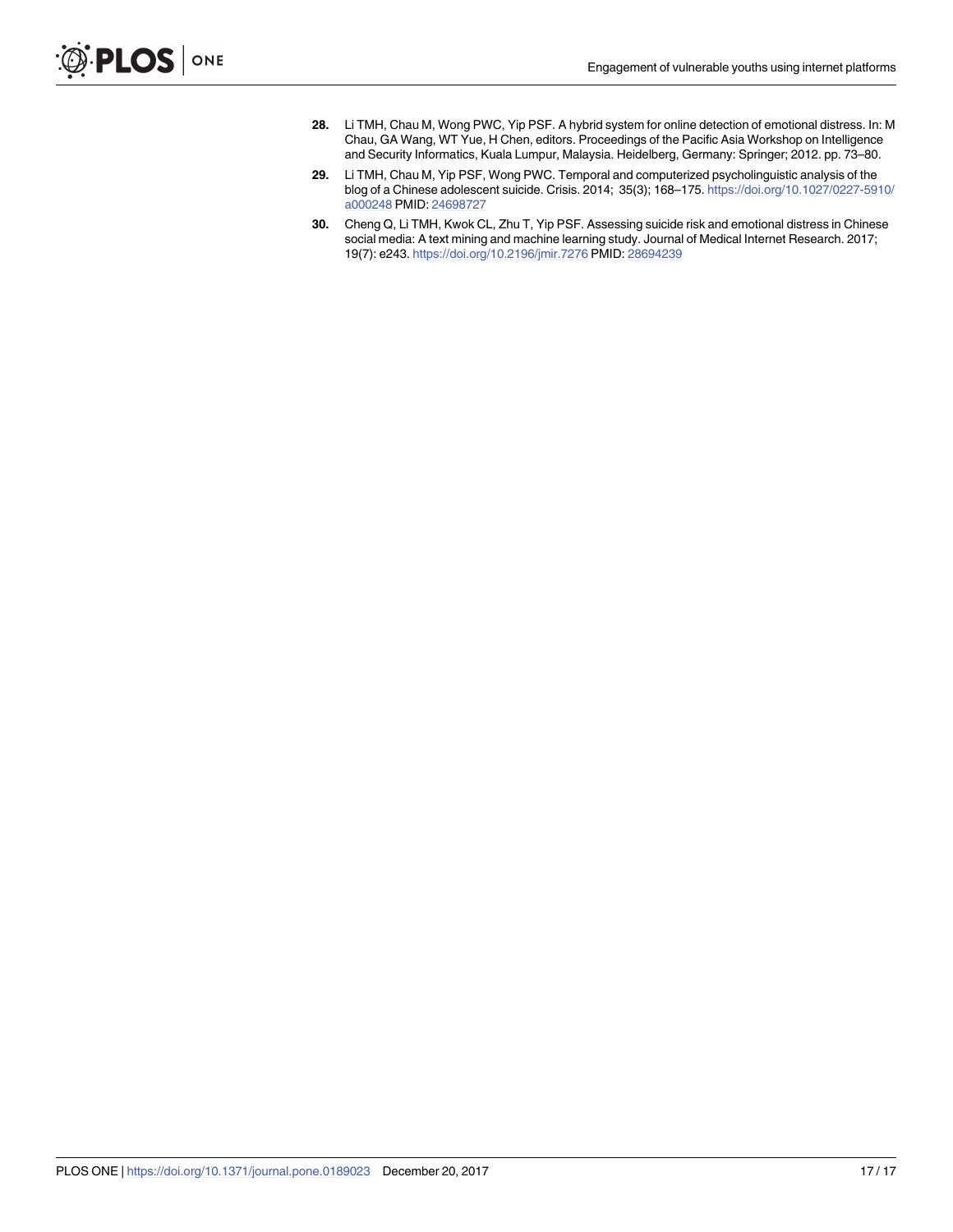28. Li TMH, Chau M, Wong PWC, Yip PSF. A hybrid system for online detection of emotional distress. In: M Chau, GA Wang, WT Yue, H Chen, editors. Proceedings of the Pacific Asia Workshop on Intelligence and Security Informatics, Kuala Lumpur, Malaysia. Heidelberg, Germany: Springer; 2012. pp. 73–80.
29. Li TMH, Chau M, Yip PSF, Wong PWC. Temporal and computerized psycholinguistic analysis of the blog of a Chinese adolescent suicide. Crisis. 2014; 35(3); 168–175. https://doi.org/10.1027/0227-5910/a000248 PMID: 24698727
30. Cheng Q, Li TMH, Kwok CL, Zhu T, Yip PSF. Assessing suicide risk and emotional distress in Chinese social media: A text mining and machine learning study. Journal of Medical Internet Research. 2017; 19(7): e243. https://doi.org/10.2196/jmir.7276 PMID: 28694239